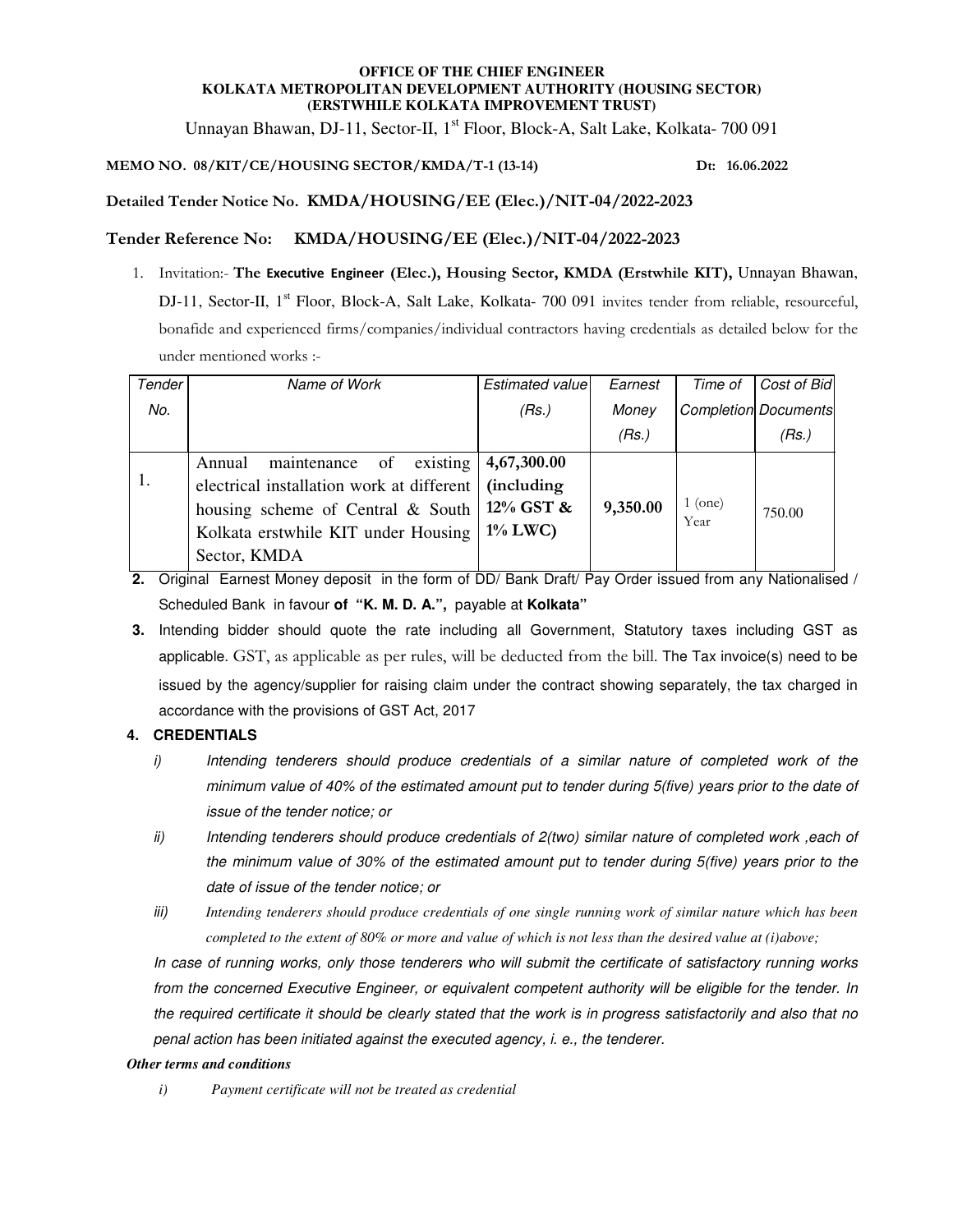**OFFICE OF THE CHIEF ENGINEER**
**KOLKATA METROPOLITAN DEVELOPMENT AUTHORITY (HOUSING SECTOR)**
**(ERSTWHILE KOLKATA IMPROVEMENT TRUST)**

Unnayan Bhawan, DJ-11, Sector-II, 1st Floor, Block-A, Salt Lake, Kolkata- 700 091

**MEMO NO. 08/KIT/CE/HOUSING SECTOR/KMDA/T-1 (13-14)** **Dt: 16.06.2022**

**Detailed Tender Notice No. KMDA/HOUSING/EE (Elec.)/NIT-04/2022-2023**

**Tender Reference No: KMDA/HOUSING/EE (Elec.)/NIT-04/2022-2023**

1. Invitation:- **The Executive Engineer (Elec.), Housing Sector, KMDA (Erstwhile KIT),** Unnayan Bhawan, DJ-11, Sector-II, 1st Floor, Block-A, Salt Lake, Kolkata- 700 091 invites tender from reliable, resourceful, bonafide and experienced firms/companies/individual contractors having credentials as detailed below for the under mentioned works :-

| *Tender No.* | *Name of Work* | *Estimated value (Rs.)* | *Earnest Money (Rs.)* | *Time of Completion* | *Cost of Bid Documents (Rs.)* |
|---|---|---|---|---|---|
| 1. | Annual maintenance of existing electrical installation work at different housing scheme of Central & South Kolkata erstwhile KIT under Housing Sector, KMDA | **4,67,300.00 (including 12% GST & 1% LWC)** | **9,350.00** | 1 (one) Year | 750.00 |

**2.** Original Earnest Money deposit in the form of DD/ Bank Draft/ Pay Order issued from any Nationalised / Scheduled Bank in favour **of "K. M. D. A.",** payable at **Kolkata"**

**3.** Intending bidder should quote the rate including all Government, Statutory taxes including GST as applicable. GST, as applicable as per rules, will be deducted from the bill. The Tax invoice(s) need to be issued by the agency/supplier for raising claim under the contract showing separately, the tax charged in accordance with the provisions of GST Act, 2017

**4. CREDENTIALS**

*i) Intending tenderers should produce credentials of a similar nature of completed work of the minimum value of 40% of the estimated amount put to tender during 5(five) years prior to the date of issue of the tender notice; or*

*ii) Intending tenderers should produce credentials of 2(two) similar nature of completed work ,each of the minimum value of 30% of the estimated amount put to tender during 5(five) years prior to the date of issue of the tender notice; or*

*iii) Intending tenderers should produce credentials of one single running work of similar nature which has been completed to the extent of 80% or more and value of which is not less than the desired value at (i)above;*

*In case of running works, only those tenderers who will submit the certificate of satisfactory running works from the concerned Executive Engineer, or equivalent competent authority will be eligible for the tender. In the required certificate it should be clearly stated that the work is in progress satisfactorily and also that no penal action has been initiated against the executed agency, i. e., the tenderer.*

***Other terms and conditions***

*i) Payment certificate will not be treated as credential*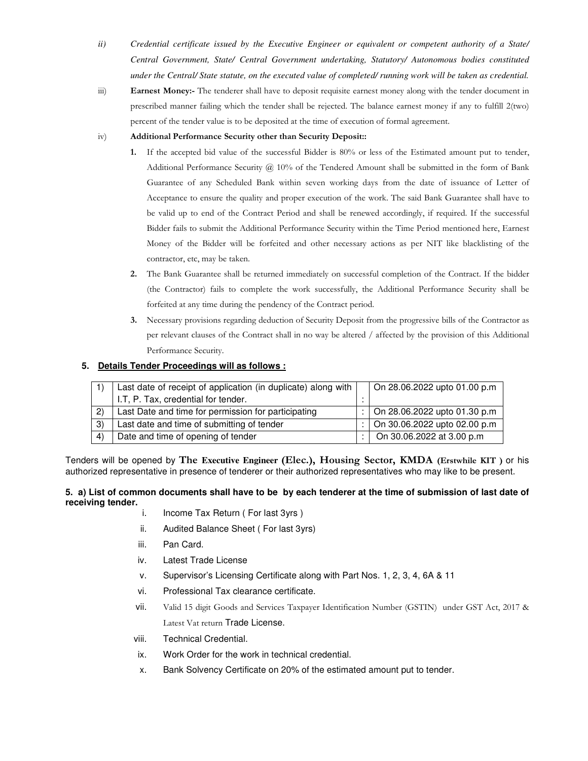ii) *Credential certificate issued by the Executive Engineer or equivalent or competent authority of a State/ Central Government, State/ Central Government undertaking, Statutory/ Autonomous bodies constituted under the Central/ State statute, on the executed value of completed/ running work will be taken as credential.*

iii) **Earnest Money:-** The tenderer shall have to deposit requisite earnest money along with the tender document in prescribed manner failing which the tender shall be rejected. The balance earnest money if any to fulfill 2(two) percent of the tender value is to be deposited at the time of execution of formal agreement.

iv) **Additional Performance Security other than Security Deposit::**

1. If the accepted bid value of the successful Bidder is 80% or less of the Estimated amount put to tender, Additional Performance Security @ 10% of the Tendered Amount shall be submitted in the form of Bank Guarantee of any Scheduled Bank within seven working days from the date of issuance of Letter of Acceptance to ensure the quality and proper execution of the work. The said Bank Guarantee shall have to be valid up to end of the Contract Period and shall be renewed accordingly, if required. If the successful Bidder fails to submit the Additional Performance Security within the Time Period mentioned here, Earnest Money of the Bidder will be forfeited and other necessary actions as per NIT like blacklisting of the contractor, etc, may be taken.
2. The Bank Guarantee shall be returned immediately on successful completion of the Contract. If the bidder (the Contractor) fails to complete the work successfully, the Additional Performance Security shall be forfeited at any time during the pendency of the Contract period.
3. Necessary provisions regarding deduction of Security Deposit from the progressive bills of the Contractor as per relevant clauses of the Contract shall in no way be altered / affected by the provision of this Additional Performance Security.

## 5. Details Tender Proceedings will as follows :

| | | | |
|---|---|---|---|
| 1) | Last date of receipt of application (in duplicate) along with I.T, P. Tax, credential for tender. | : | On 28.06.2022 upto 01.00 p.m |
| 2) | Last Date and time for permission for participating | : | On 28.06.2022 upto 01.30 p.m |
| 3) | Last date and time of submitting of tender | : | On 30.06.2022 upto 02.00 p.m |
| 4) | Date and time of opening of tender | : | On 30.06.2022 at 3.00 p.m |

Tenders will be opened by **The Executive Engineer (Elec.), Housing Sector, KMDA (Erstwhile KIT )** or his authorized representative in presence of tenderer or their authorized representatives who may like to be present.

**5. a) List of common documents shall have to be by each tenderer at the time of submission of last date of receiving tender.**

i. Income Tax Return ( For last 3yrs )
ii. Audited Balance Sheet ( For last 3yrs)
iii. Pan Card.
iv. Latest Trade License
v. Supervisor's Licensing Certificate along with Part Nos. 1, 2, 3, 4, 6A & 11
vi. Professional Tax clearance certificate.
vii. Valid 15 digit Goods and Services Taxpayer Identification Number (GSTIN) under GST Act, 2017 & Latest Vat return Trade License.
viii. Technical Credential.
ix. Work Order for the work in technical credential.
x. Bank Solvency Certificate on 20% of the estimated amount put to tender.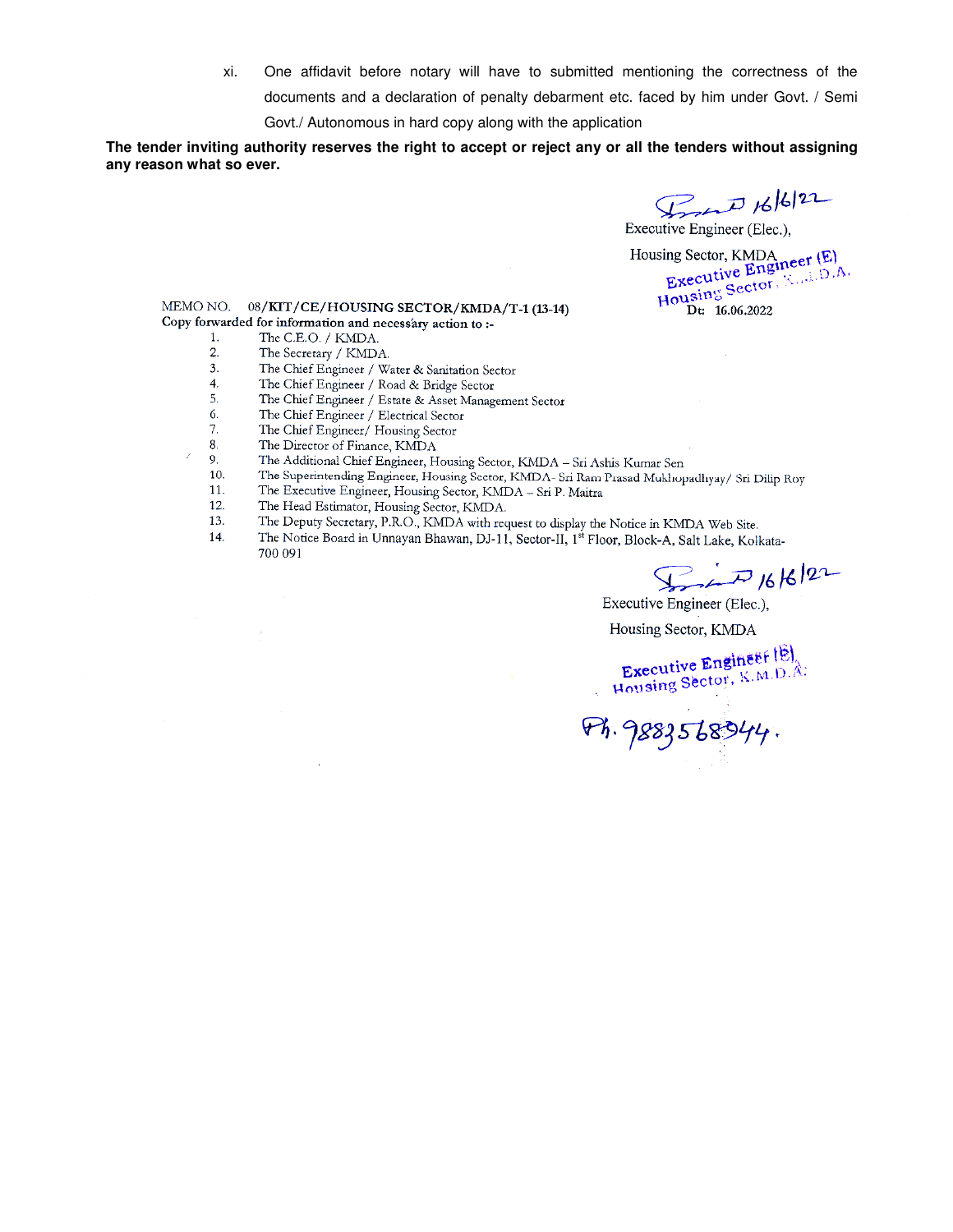xi. One affidavit before notary will have to submitted mentioning the correctness of the documents and a declaration of penalty debarment etc. faced by him under Govt. / Semi Govt./ Autonomous in hard copy along with the application

**The tender inviting authority reserves the right to accept or reject any or all the tenders without assigning any reason what so ever.**

16/6/22

Executive Engineer (Elec.),

Housing Sector, KMDA

Executive Engineer (E)
Housing Sector, K.M.D.A.

MEMO NO. 08/**KIT/CE/HOUSING SECTOR/KMDA/T-1 (13-14)** Dt: 16.06.2022

**Copy forwarded for information and necessary action to :-**

1. The C.E.O. / KMDA.
2. The Secretary / KMDA.
3. The Chief Engineer / Water & Sanitation Sector
4. The Chief Engineer / Road & Bridge Sector
5. The Chief Engineer / Estate & Asset Management Sector
6. The Chief Engineer / Electrical Sector
7. The Chief Engineer/ Housing Sector
8. The Director of Finance, KMDA
9. The Additional Chief Engineer, Housing Sector, KMDA – Sri Ashis Kumar Sen
10. The Superintending Engineer, Housing Sector, KMDA- Sri Ram Prasad Mukhopadhyay/ Sri Dilip Roy
11. The Executive Engineer, Housing Sector, KMDA – Sri P. Maitra
12. The Head Estimator, Housing Sector, KMDA.
13. The Deputy Secretary, P.R.O., KMDA with request to display the Notice in KMDA Web Site.
14. The Notice Board in Unnayan Bhawan, DJ-11, Sector-II, 1st Floor, Block-A, Salt Lake, Kolkata-700 091

16/6/22

Executive Engineer (Elec.),

Housing Sector, KMDA

Executive Engineer (E)
Housing Sector, K.M.D.A.

Ph. 9883568944.